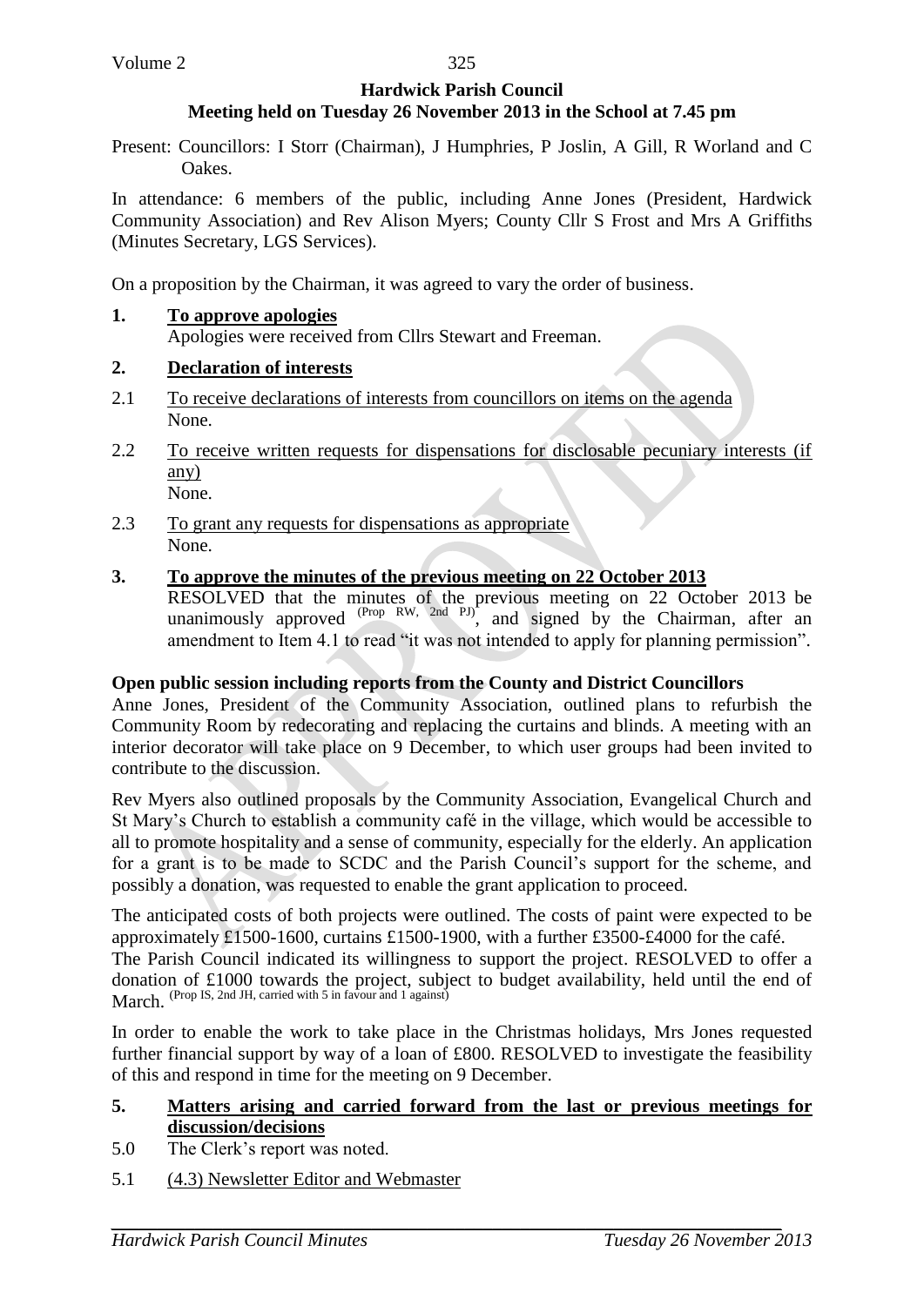# Hardwick Parish Council

## Meeting held on Tuesday 26 November 2013 in the School at 7.45 pm

Present: Councillors: I Storr (Chairman), J Humphries, P Joslin, A Gill, R Worland and C Oakes.

In attendance: 6 members of the public, including Anne Jones (President, Hardwick Community Association) and Rev Alison Myers; County Cllr S Frost and Mrs A Griffiths (Minutes Secretary, LGS Services).

On a proposition by the Chairman, it was agreed to vary the order of business.

**1. To approve apologies**

Apologies were received from Cllrs Stewart and Freeman.

**2. Declaration of interests**

2.1 To receive declarations of interests from councillors on items on the agenda

None.

2.2 To receive written requests for dispensations for disclosable pecuniary interests (if any)

None.

2.3 To grant any requests for dispensations as appropriate

None.

**3. To approve the minutes of the previous meeting on 22 October 2013**

RESOLVED that the minutes of the previous meeting on 22 October 2013 be unanimously approved (Prop RW, 2nd PJ), and signed by the Chairman, after an amendment to Item 4.1 to read "it was not intended to apply for planning permission".

**Open public session including reports from the County and District Councillors**

Anne Jones, President of the Community Association, outlined plans to refurbish the Community Room by redecorating and replacing the curtains and blinds. A meeting with an interior decorator will take place on 9 December, to which user groups had been invited to contribute to the discussion.

Rev Myers also outlined proposals by the Community Association, Evangelical Church and St Mary's Church to establish a community café in the village, which would be accessible to all to promote hospitality and a sense of community, especially for the elderly. An application for a grant is to be made to SCDC and the Parish Council's support for the scheme, and possibly a donation, was requested to enable the grant application to proceed.

The anticipated costs of both projects were outlined. The costs of paint were expected to be approximately £1500-1600, curtains £1500-1900, with a further £3500-£4000 for the café.

The Parish Council indicated its willingness to support the project. RESOLVED to offer a donation of £1000 towards the project, subject to budget availability, held until the end of March. (Prop IS, 2nd JH, carried with 5 in favour and 1 against)

In order to enable the work to take place in the Christmas holidays, Mrs Jones requested further financial support by way of a loan of £800. RESOLVED to investigate the feasibility of this and respond in time for the meeting on 9 December.

**5. Matters arising and carried forward from the last or previous meetings for discussion/decisions**

5.0 The Clerk's report was noted.

5.1 (4.3) Newsletter Editor and Webmaster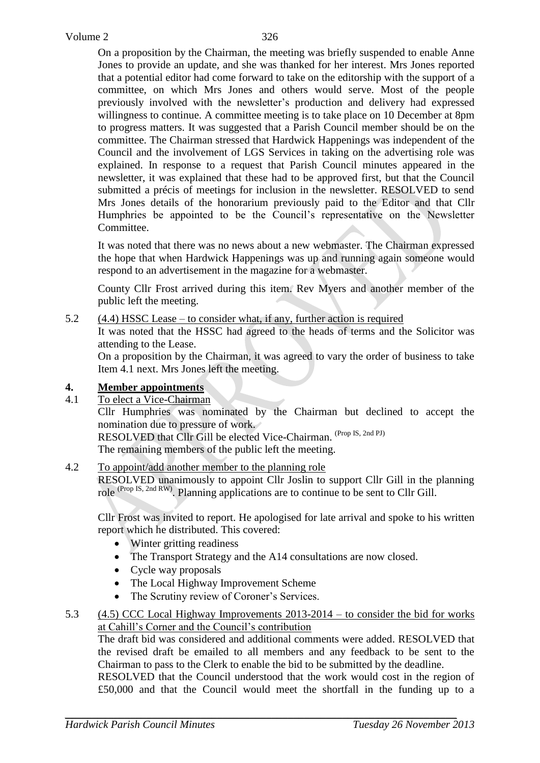On a proposition by the Chairman, the meeting was briefly suspended to enable Anne Jones to provide an update, and she was thanked for her interest. Mrs Jones reported that a potential editor had come forward to take on the editorship with the support of a committee, on which Mrs Jones and others would serve. Most of the people previously involved with the newsletter's production and delivery had expressed willingness to continue. A committee meeting is to take place on 10 December at 8pm to progress matters. It was suggested that a Parish Council member should be on the committee. The Chairman stressed that Hardwick Happenings was independent of the Council and the involvement of LGS Services in taking on the advertising role was explained. In response to a request that Parish Council minutes appeared in the newsletter, it was explained that these had to be approved first, but that the Council submitted a précis of meetings for inclusion in the newsletter. RESOLVED to send Mrs Jones details of the honorarium previously paid to the Editor and that Cllr Humphries be appointed to be the Council's representative on the Newsletter Committee.

It was noted that there was no news about a new webmaster. The Chairman expressed the hope that when Hardwick Happenings was up and running again someone would respond to an advertisement in the magazine for a webmaster.

County Cllr Frost arrived during this item. Rev Myers and another member of the public left the meeting.

5.2 (4.4) HSSC Lease – to consider what, if any, further action is required

It was noted that the HSSC had agreed to the heads of terms and the Solicitor was attending to the Lease.

On a proposition by the Chairman, it was agreed to vary the order of business to take Item 4.1 next. Mrs Jones left the meeting.

## 4. Member appointments

4.1 To elect a Vice-Chairman

Cllr Humphries was nominated by the Chairman but declined to accept the nomination due to pressure of work.

RESOLVED that Cllr Gill be elected Vice-Chairman. (Prop IS, 2nd PJ)

The remaining members of the public left the meeting.

4.2 To appoint/add another member to the planning role

RESOLVED unanimously to appoint Cllr Joslin to support Cllr Gill in the planning role (Prop IS, 2nd RW). Planning applications are to continue to be sent to Cllr Gill.

Cllr Frost was invited to report. He apologised for late arrival and spoke to his written report which he distributed. This covered:

- Winter gritting readiness
- The Transport Strategy and the A14 consultations are now closed.
- Cycle way proposals
- The Local Highway Improvement Scheme
- The Scrutiny review of Coroner's Services.

5.3 (4.5) CCC Local Highway Improvements 2013-2014 – to consider the bid for works at Cahill's Corner and the Council's contribution

The draft bid was considered and additional comments were added. RESOLVED that the revised draft be emailed to all members and any feedback to be sent to the Chairman to pass to the Clerk to enable the bid to be submitted by the deadline.

RESOLVED that the Council understood that the work would cost in the region of £50,000 and that the Council would meet the shortfall in the funding up to a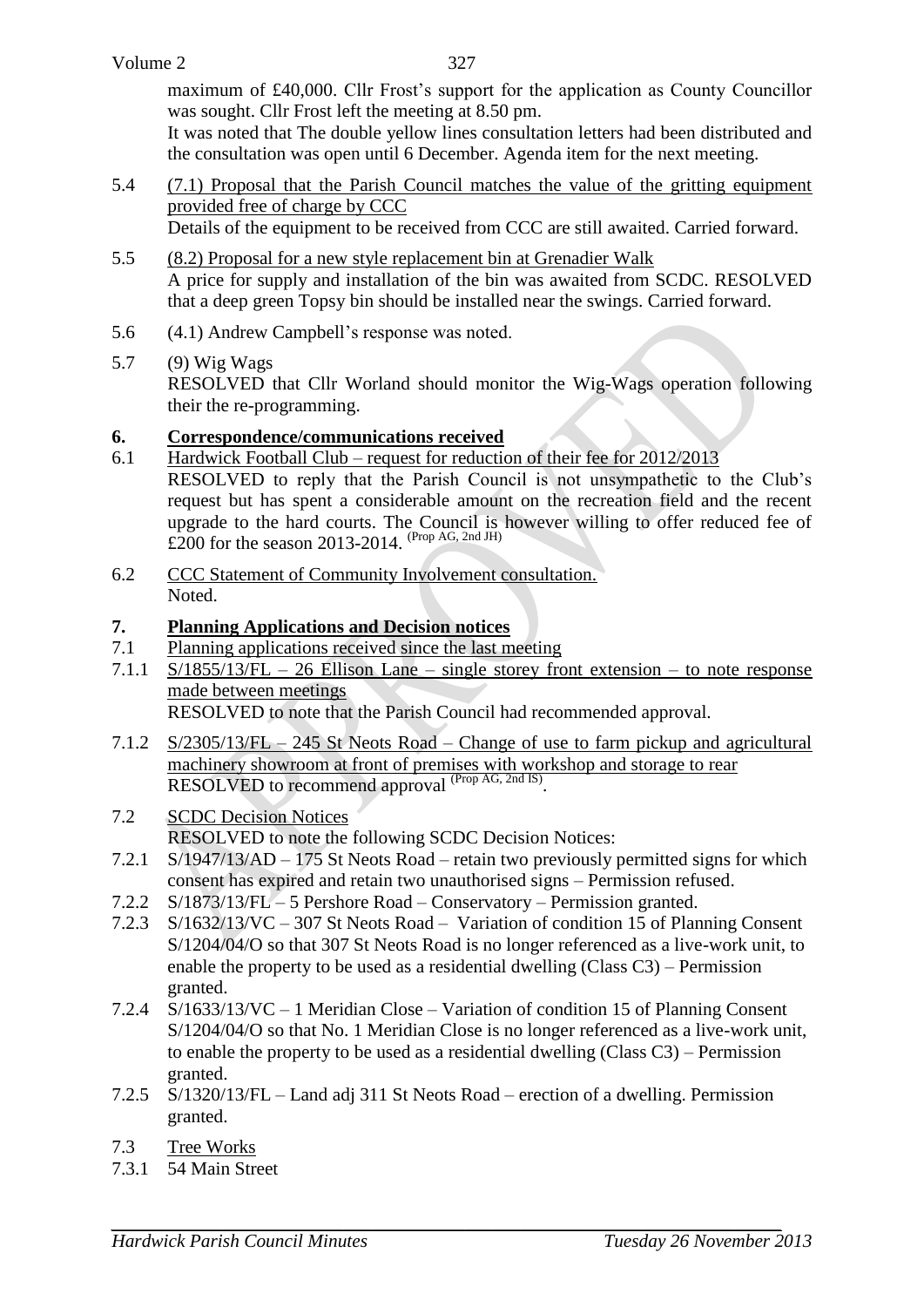maximum of £40,000. Cllr Frost's support for the application as County Councillor was sought. Cllr Frost left the meeting at 8.50 pm.

It was noted that The double yellow lines consultation letters had been distributed and the consultation was open until 6 December. Agenda item for the next meeting.

5.4 (7.1) Proposal that the Parish Council matches the value of the gritting equipment provided free of charge by CCC

Details of the equipment to be received from CCC are still awaited. Carried forward.

5.5 (8.2) Proposal for a new style replacement bin at Grenadier Walk

A price for supply and installation of the bin was awaited from SCDC. RESOLVED that a deep green Topsy bin should be installed near the swings. Carried forward.

5.6 (4.1) Andrew Campbell's response was noted.

5.7 (9) Wig Wags

RESOLVED that Cllr Worland should monitor the Wig-Wags operation following their the re-programming.

## 6. Correspondence/communications received

6.1 Hardwick Football Club – request for reduction of their fee for 2012/2013

RESOLVED to reply that the Parish Council is not unsympathetic to the Club's request but has spent a considerable amount on the recreation field and the recent upgrade to the hard courts. The Council is however willing to offer reduced fee of £200 for the season 2013-2014. (Prop AG, 2nd JH)

6.2 CCC Statement of Community Involvement consultation.

Noted.

## 7. Planning Applications and Decision notices

7.1 Planning applications received since the last meeting

7.1.1 S/1855/13/FL – 26 Ellison Lane – single storey front extension – to note response made between meetings

RESOLVED to note that the Parish Council had recommended approval.

7.1.2 S/2305/13/FL – 245 St Neots Road – Change of use to farm pickup and agricultural machinery showroom at front of premises with workshop and storage to rear

RESOLVED to recommend approval (Prop AG, 2nd IS).

7.2 SCDC Decision Notices

RESOLVED to note the following SCDC Decision Notices:

7.2.1 S/1947/13/AD – 175 St Neots Road – retain two previously permitted signs for which consent has expired and retain two unauthorised signs – Permission refused.

7.2.2 S/1873/13/FL – 5 Pershore Road – Conservatory – Permission granted.

7.2.3 S/1632/13/VC – 307 St Neots Road – Variation of condition 15 of Planning Consent S/1204/04/O so that 307 St Neots Road is no longer referenced as a live-work unit, to enable the property to be used as a residential dwelling (Class C3) – Permission granted.

7.2.4 S/1633/13/VC – 1 Meridian Close – Variation of condition 15 of Planning Consent S/1204/04/O so that No. 1 Meridian Close is no longer referenced as a live-work unit, to enable the property to be used as a residential dwelling (Class C3) – Permission granted.

7.2.5 S/1320/13/FL – Land adj 311 St Neots Road – erection of a dwelling. Permission granted.

7.3 Tree Works

7.3.1 54 Main Street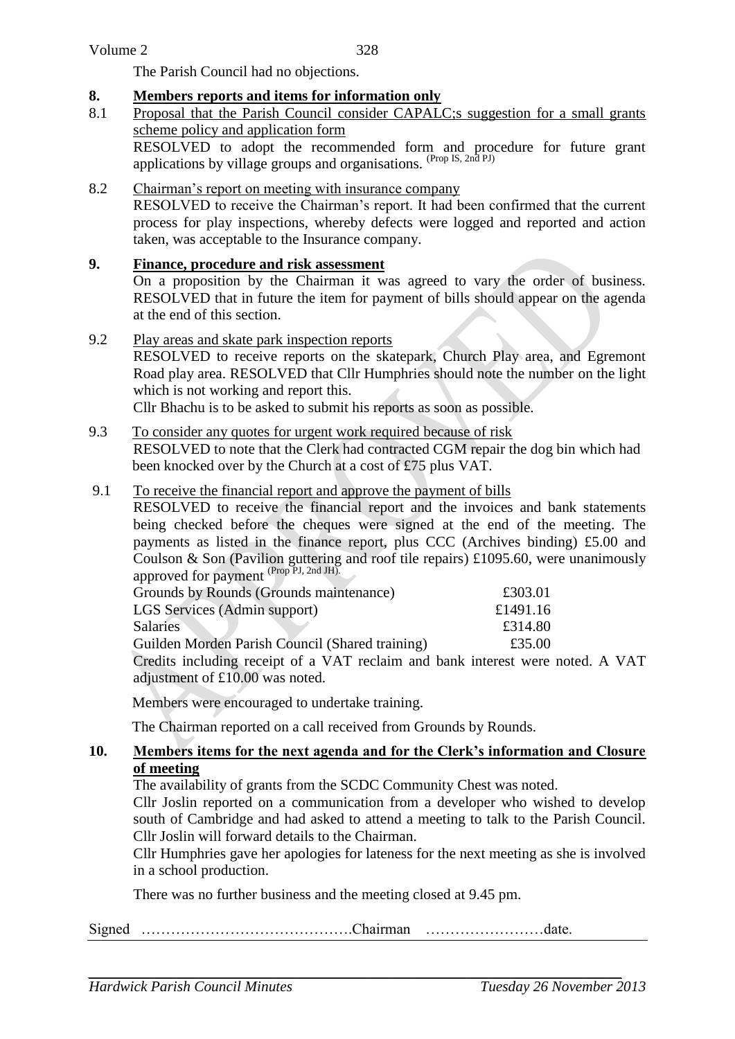The Parish Council had no objections.

**8. Members reports and items for information only**

8.1 Proposal that the Parish Council consider CAPALC;s suggestion for a small grants scheme policy and application form

RESOLVED to adopt the recommended form and procedure for future grant applications by village groups and organisations. (Prop IS, 2nd PJ)

8.2 Chairman's report on meeting with insurance company

RESOLVED to receive the Chairman's report. It had been confirmed that the current process for play inspections, whereby defects were logged and reported and action taken, was acceptable to the Insurance company.

**9. Finance, procedure and risk assessment**

On a proposition by the Chairman it was agreed to vary the order of business. RESOLVED that in future the item for payment of bills should appear on the agenda at the end of this section.

9.2 Play areas and skate park inspection reports

RESOLVED to receive reports on the skatepark, Church Play area, and Egremont Road play area. RESOLVED that Cllr Humphries should note the number on the light which is not working and report this.

Cllr Bhachu is to be asked to submit his reports as soon as possible.

9.3 To consider any quotes for urgent work required because of risk

RESOLVED to note that the Clerk had contracted CGM repair the dog bin which had been knocked over by the Church at a cost of £75 plus VAT.

9.1 To receive the financial report and approve the payment of bills

RESOLVED to receive the financial report and the invoices and bank statements being checked before the cheques were signed at the end of the meeting. The payments as listed in the finance report, plus CCC (Archives binding) £5.00 and Coulson & Son (Pavilion guttering and roof tile repairs) £1095.60, were unanimously approved for payment (Prop PJ, 2nd JH).

| | |
|---|---|
| Grounds by Rounds (Grounds maintenance) | £303.01 |
| LGS Services (Admin support) | £1491.16 |
| Salaries | £314.80 |
| Guilden Morden Parish Council (Shared training) | £35.00 |

Credits including receipt of a VAT reclaim and bank interest were noted. A VAT adjustment of £10.00 was noted.

Members were encouraged to undertake training.

The Chairman reported on a call received from Grounds by Rounds.

**10. Members items for the next agenda and for the Clerk's information and Closure of meeting**

The availability of grants from the SCDC Community Chest was noted.

Cllr Joslin reported on a communication from a developer who wished to develop south of Cambridge and had asked to attend a meeting to talk to the Parish Council. Cllr Joslin will forward details to the Chairman.

Cllr Humphries gave her apologies for lateness for the next meeting as she is involved in a school production.

There was no further business and the meeting closed at 9.45 pm.

Signed …………………………………….Chairman ……………………date.